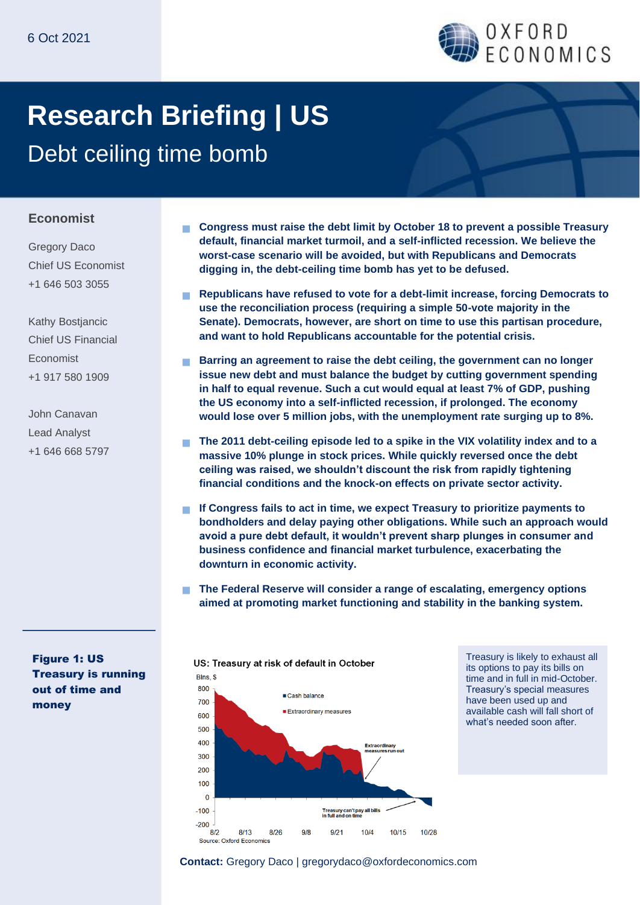6 Oct 2021

# Research Briefing | US

## Debt ceiling time bomb

### Economist

Gregory Daco
Chief US Economist
+1 646 503 3055

Kathy Bostjancic
Chief US Financial Economist
+1 917 580 1909

John Canavan
Lead Analyst
+1 646 668 5797

- **Congress must raise the debt limit by October 18 to prevent a possible Treasury default, financial market turmoil, and a self-inflicted recession. We believe the worst-case scenario will be avoided, but with Republicans and Democrats digging in, the debt-ceiling time bomb has yet to be defused.**
- **Republicans have refused to vote for a debt-limit increase, forcing Democrats to use the reconciliation process (requiring a simple 50-vote majority in the Senate). Democrats, however, are short on time to use this partisan procedure, and want to hold Republicans accountable for the potential crisis.**
- **Barring an agreement to raise the debt ceiling, the government can no longer issue new debt and must balance the budget by cutting government spending in half to equal revenue. Such a cut would equal at least 7% of GDP, pushing the US economy into a self-inflicted recession, if prolonged. The economy would lose over 5 million jobs, with the unemployment rate surging up to 8%.**
- **The 2011 debt-ceiling episode led to a spike in the VIX volatility index and to a massive 10% plunge in stock prices. While quickly reversed once the debt ceiling was raised, we shouldn't discount the risk from rapidly tightening financial conditions and the knock-on effects on private sector activity.**
- **If Congress fails to act in time, we expect Treasury to prioritize payments to bondholders and delay paying other obligations. While such an approach would avoid a pure debt default, it wouldn't prevent sharp plunges in consumer and business confidence and financial market turbulence, exacerbating the downturn in economic activity.**
- **The Federal Reserve will consider a range of escalating, emergency options aimed at promoting market functioning and stability in the banking system.**

**Figure 1: US Treasury is running out of time and money**

US: Treasury at risk of default in October

Blns, $

Legend: Cash balance; Extraordinary measures

Annotations: Extraordinary measures run out; Treasury can't pay all bills in full and on time

Y-axis: -200 to 800. X-axis: 8/2, 8/13, 8/26, 9/8, 9/21, 10/4, 10/15, 10/28

Source: Oxford Economics

Treasury is likely to exhaust all its options to pay its bills on time and in full in mid-October. Treasury's special measures have been used up and available cash will fall short of what's needed soon after.

**Contact:** Gregory Daco | gregorydaco@oxfordeconomics.com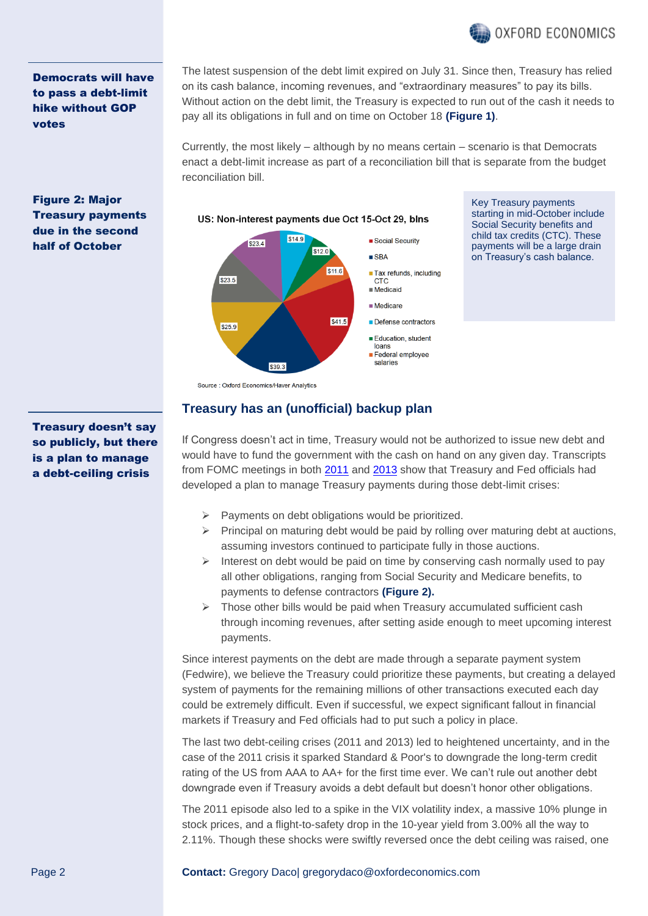**Democrats will have to pass a debt-limit hike without GOP votes**

The latest suspension of the debt limit expired on July 31. Since then, Treasury has relied on its cash balance, incoming revenues, and "extraordinary measures" to pay its bills. Without action on the debt limit, the Treasury is expected to run out of the cash it needs to pay all its obligations in full and on time on October 18 **(Figure 1)**.

Currently, the most likely – although by no means certain – scenario is that Democrats enact a debt-limit increase as part of a reconciliation bill that is separate from the budget reconciliation bill.

**Figure 2: Major Treasury payments due in the second half of October**

US: Non-interest payments due Oct 15-Oct 29, blns

| Category | Amount |
| --- | --- |
| Social Security | $41.5 |
| SBA | $39.3 |
| Tax refunds, including CTC | $25.9 |
| Medicaid | $23.5 |
| Medicare | $23.4 |
| Defense contractors | $14.9 |
| Education, student loans | $12.0 |
| Federal employee salaries | $11.6 |

Source : Oxford Economics/Haver Analytics

Key Treasury payments starting in mid-October include Social Security benefits and child tax credits (CTC). These payments will be a large drain on Treasury's cash balance.

## Treasury has an (unofficial) backup plan

**Treasury doesn't say so publicly, but there is a plan to manage a debt-ceiling crisis**

If Congress doesn't act in time, Treasury would not be authorized to issue new debt and would have to fund the government with the cash on hand on any given day. Transcripts from FOMC meetings in both 2011 and 2013 show that Treasury and Fed officials had developed a plan to manage Treasury payments during those debt-limit crises:

- Payments on debt obligations would be prioritized.
- Principal on maturing debt would be paid by rolling over maturing debt at auctions, assuming investors continued to participate fully in those auctions.
- Interest on debt would be paid on time by conserving cash normally used to pay all other obligations, ranging from Social Security and Medicare benefits, to payments to defense contractors **(Figure 2).**
- Those other bills would be paid when Treasury accumulated sufficient cash through incoming revenues, after setting aside enough to meet upcoming interest payments.

Since interest payments on the debt are made through a separate payment system (Fedwire), we believe the Treasury could prioritize these payments, but creating a delayed system of payments for the remaining millions of other transactions executed each day could be extremely difficult. Even if successful, we expect significant fallout in financial markets if Treasury and Fed officials had to put such a policy in place.

The last two debt-ceiling crises (2011 and 2013) led to heightened uncertainty, and in the case of the 2011 crisis it sparked Standard & Poor's to downgrade the long-term credit rating of the US from AAA to AA+ for the first time ever. We can't rule out another debt downgrade even if Treasury avoids a debt default but doesn't honor other obligations.

The 2011 episode also led to a spike in the VIX volatility index, a massive 10% plunge in stock prices, and a flight-to-safety drop in the 10-year yield from 3.00% all the way to 2.11%. Though these shocks were swiftly reversed once the debt ceiling was raised, one

**Contact:** Gregory Daco| gregorydaco@oxfordeconomics.com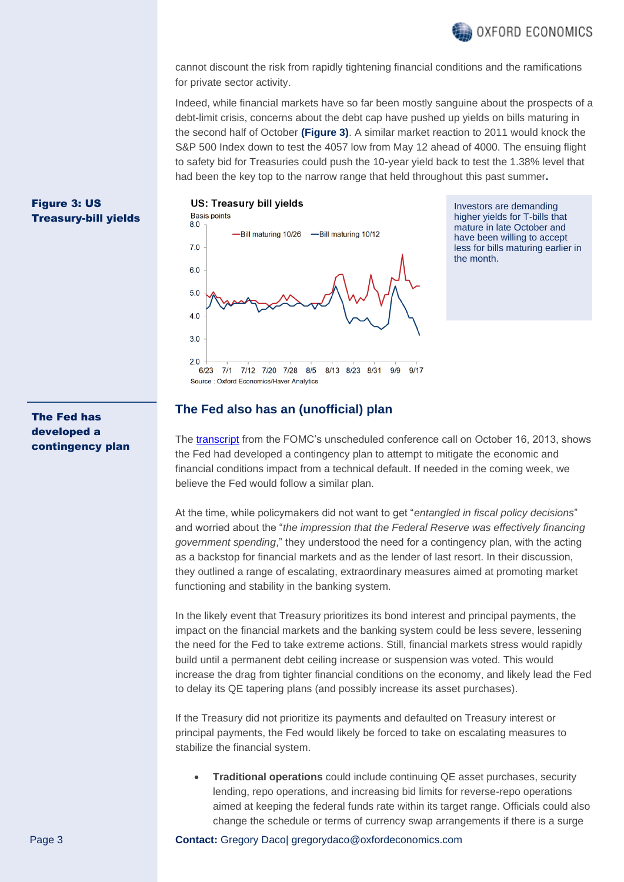cannot discount the risk from rapidly tightening financial conditions and the ramifications for private sector activity.

Indeed, while financial markets have so far been mostly sanguine about the prospects of a debt-limit crisis, concerns about the debt cap have pushed up yields on bills maturing in the second half of October **(Figure 3)**. A similar market reaction to 2011 would knock the S&P 500 Index down to test the 4057 low from May 12 ahead of 4000. The ensuing flight to safety bid for Treasuries could push the 10-year yield back to test the 1.38% level that had been the key top to the narrow range that held throughout this past summer**.**

**Figure 3: US Treasury-bill yields**

Investors are demanding higher yields for T-bills that mature in late October and have been willing to accept less for bills maturing earlier in the month.

**The Fed has developed a contingency plan**

## The Fed also has an (unofficial) plan

The transcript from the FOMC's unscheduled conference call on October 16, 2013, shows the Fed had developed a contingency plan to attempt to mitigate the economic and financial conditions impact from a technical default. If needed in the coming week, we believe the Fed would follow a similar plan.

At the time, while policymakers did not want to get "*entangled in fiscal policy decisions*" and worried about the "*the impression that the Federal Reserve was effectively financing government spending*," they understood the need for a contingency plan, with the acting as a backstop for financial markets and as the lender of last resort. In their discussion, they outlined a range of escalating, extraordinary measures aimed at promoting market functioning and stability in the banking system.

In the likely event that Treasury prioritizes its bond interest and principal payments, the impact on the financial markets and the banking system could be less severe, lessening the need for the Fed to take extreme actions. Still, financial markets stress would rapidly build until a permanent debt ceiling increase or suspension was voted. This would increase the drag from tighter financial conditions on the economy, and likely lead the Fed to delay its QE tapering plans (and possibly increase its asset purchases).

If the Treasury did not prioritize its payments and defaulted on Treasury interest or principal payments, the Fed would likely be forced to take on escalating measures to stabilize the financial system.

- **Traditional operations** could include continuing QE asset purchases, security lending, repo operations, and increasing bid limits for reverse-repo operations aimed at keeping the federal funds rate within its target range. Officials could also change the schedule or terms of currency swap arrangements if there is a surge

**Contact:** Gregory Daco| gregorydaco@oxfordeconomics.com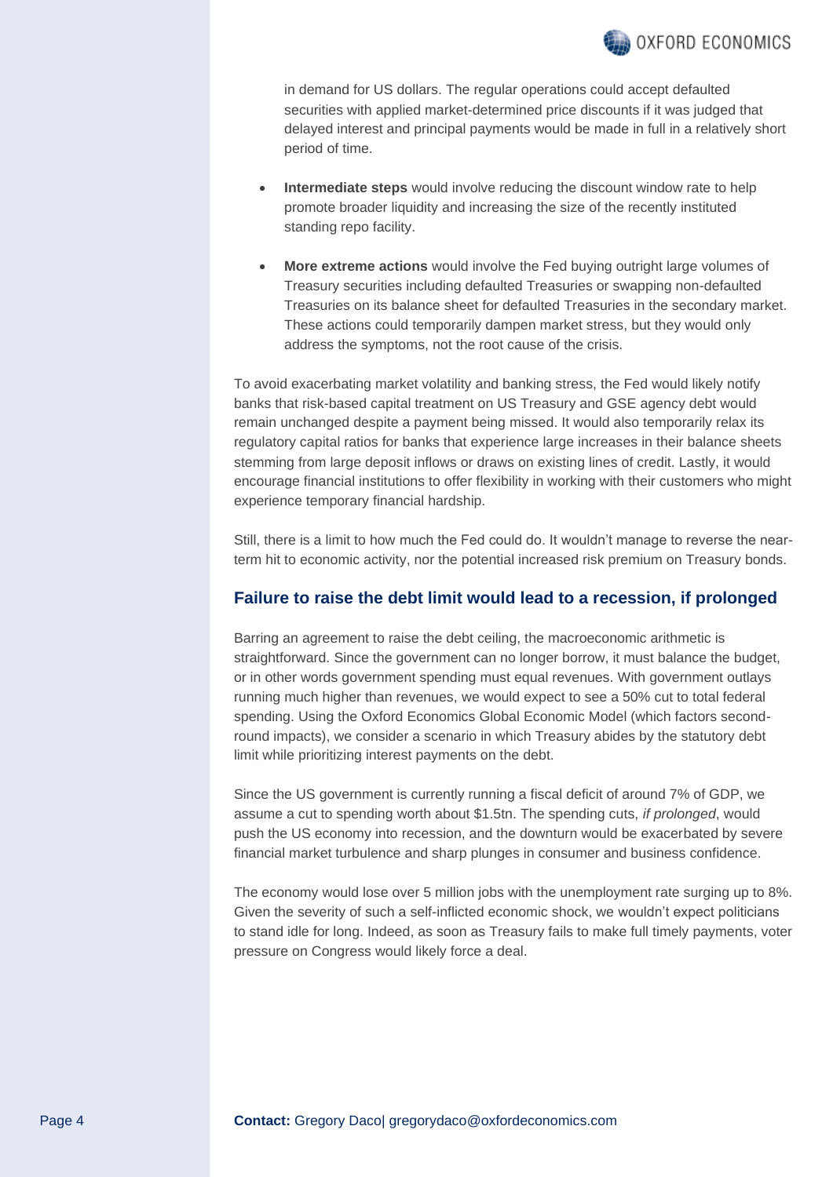in demand for US dollars. The regular operations could accept defaulted securities with applied market-determined price discounts if it was judged that delayed interest and principal payments would be made in full in a relatively short period of time.

- **Intermediate steps** would involve reducing the discount window rate to help promote broader liquidity and increasing the size of the recently instituted standing repo facility.
- **More extreme actions** would involve the Fed buying outright large volumes of Treasury securities including defaulted Treasuries or swapping non-defaulted Treasuries on its balance sheet for defaulted Treasuries in the secondary market. These actions could temporarily dampen market stress, but they would only address the symptoms, not the root cause of the crisis.

To avoid exacerbating market volatility and banking stress, the Fed would likely notify banks that risk-based capital treatment on US Treasury and GSE agency debt would remain unchanged despite a payment being missed. It would also temporarily relax its regulatory capital ratios for banks that experience large increases in their balance sheets stemming from large deposit inflows or draws on existing lines of credit. Lastly, it would encourage financial institutions to offer flexibility in working with their customers who might experience temporary financial hardship.

Still, there is a limit to how much the Fed could do. It wouldn't manage to reverse the near-term hit to economic activity, nor the potential increased risk premium on Treasury bonds.

## Failure to raise the debt limit would lead to a recession, if prolonged

Barring an agreement to raise the debt ceiling, the macroeconomic arithmetic is straightforward. Since the government can no longer borrow, it must balance the budget, or in other words government spending must equal revenues. With government outlays running much higher than revenues, we would expect to see a 50% cut to total federal spending. Using the Oxford Economics Global Economic Model (which factors second-round impacts), we consider a scenario in which Treasury abides by the statutory debt limit while prioritizing interest payments on the debt.

Since the US government is currently running a fiscal deficit of around 7% of GDP, we assume a cut to spending worth about $1.5tn. The spending cuts, *if prolonged*, would push the US economy into recession, and the downturn would be exacerbated by severe financial market turbulence and sharp plunges in consumer and business confidence.

The economy would lose over 5 million jobs with the unemployment rate surging up to 8%. Given the severity of such a self-inflicted economic shock, we wouldn't expect politicians to stand idle for long. Indeed, as soon as Treasury fails to make full timely payments, voter pressure on Congress would likely force a deal.

**Contact:** Gregory Daco| gregorydaco@oxfordeconomics.com